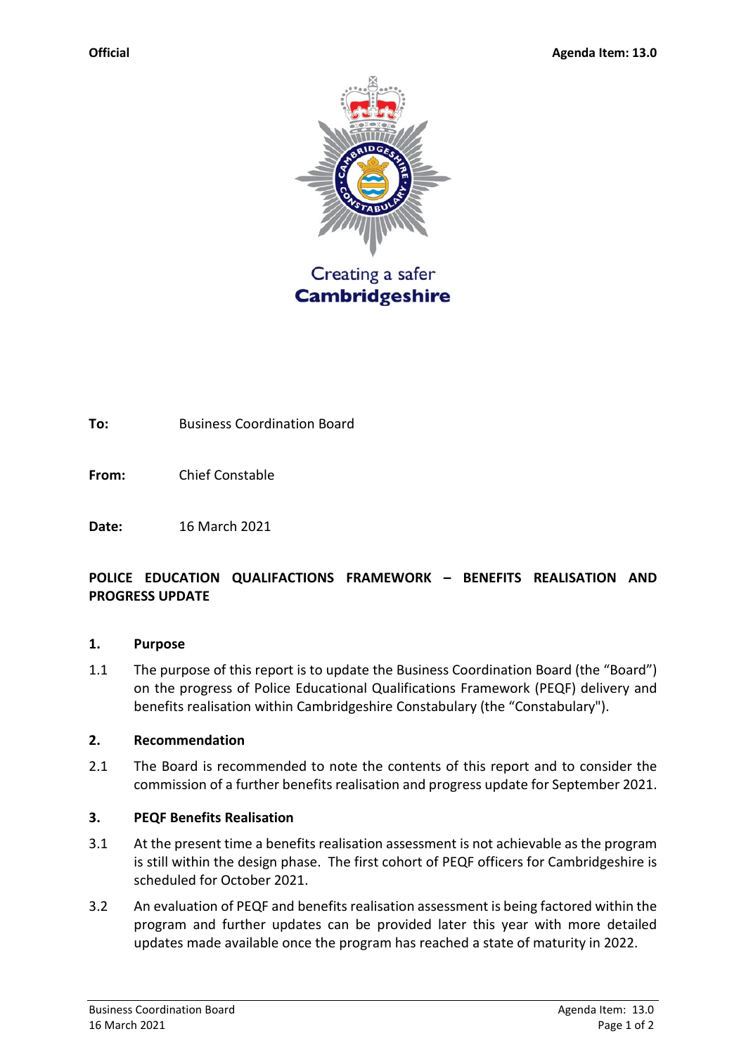**Official** **Agenda Item: 13.0**

Creating a safer
**Cambridgeshire**

**To:** Business Coordination Board

**From:** Chief Constable

**Date:** 16 March 2021

**POLICE EDUCATION QUALIFACTIONS FRAMEWORK – BENEFITS REALISATION AND PROGRESS UPDATE**

**1. Purpose**

1.1 The purpose of this report is to update the Business Coordination Board (the "Board") on the progress of Police Educational Qualifications Framework (PEQF) delivery and benefits realisation within Cambridgeshire Constabulary (the "Constabulary").

**2. Recommendation**

2.1 The Board is recommended to note the contents of this report and to consider the commission of a further benefits realisation and progress update for September 2021.

**3. PEQF Benefits Realisation**

3.1 At the present time a benefits realisation assessment is not achievable as the program is still within the design phase. The first cohort of PEQF officers for Cambridgeshire is scheduled for October 2021.

3.2 An evaluation of PEQF and benefits realisation assessment is being factored within the program and further updates can be provided later this year with more detailed updates made available once the program has reached a state of maturity in 2022.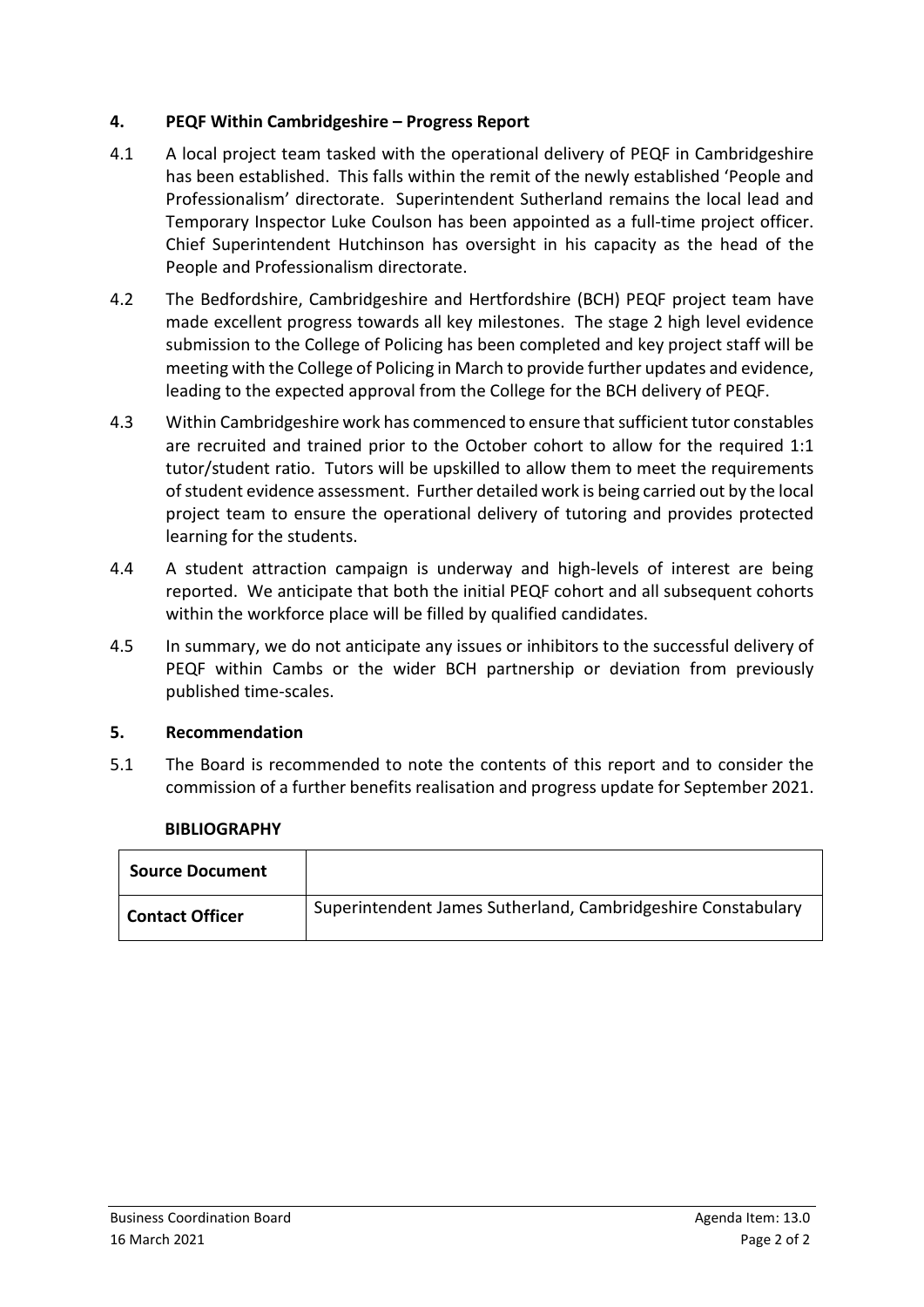## 4. PEQF Within Cambridgeshire – Progress Report

4.1 A local project team tasked with the operational delivery of PEQF in Cambridgeshire has been established. This falls within the remit of the newly established 'People and Professionalism' directorate. Superintendent Sutherland remains the local lead and Temporary Inspector Luke Coulson has been appointed as a full-time project officer. Chief Superintendent Hutchinson has oversight in his capacity as the head of the People and Professionalism directorate.

4.2 The Bedfordshire, Cambridgeshire and Hertfordshire (BCH) PEQF project team have made excellent progress towards all key milestones. The stage 2 high level evidence submission to the College of Policing has been completed and key project staff will be meeting with the College of Policing in March to provide further updates and evidence, leading to the expected approval from the College for the BCH delivery of PEQF.

4.3 Within Cambridgeshire work has commenced to ensure that sufficient tutor constables are recruited and trained prior to the October cohort to allow for the required 1:1 tutor/student ratio. Tutors will be upskilled to allow them to meet the requirements of student evidence assessment. Further detailed work is being carried out by the local project team to ensure the operational delivery of tutoring and provides protected learning for the students.

4.4 A student attraction campaign is underway and high-levels of interest are being reported. We anticipate that both the initial PEQF cohort and all subsequent cohorts within the workforce place will be filled by qualified candidates.

4.5 In summary, we do not anticipate any issues or inhibitors to the successful delivery of PEQF within Cambs or the wider BCH partnership or deviation from previously published time-scales.

## 5. Recommendation

5.1 The Board is recommended to note the contents of this report and to consider the commission of a further benefits realisation and progress update for September 2021.

**BIBLIOGRAPHY**

| | |
|---|---|
| **Source Document** | |
| **Contact Officer** | Superintendent James Sutherland, Cambridgeshire Constabulary |